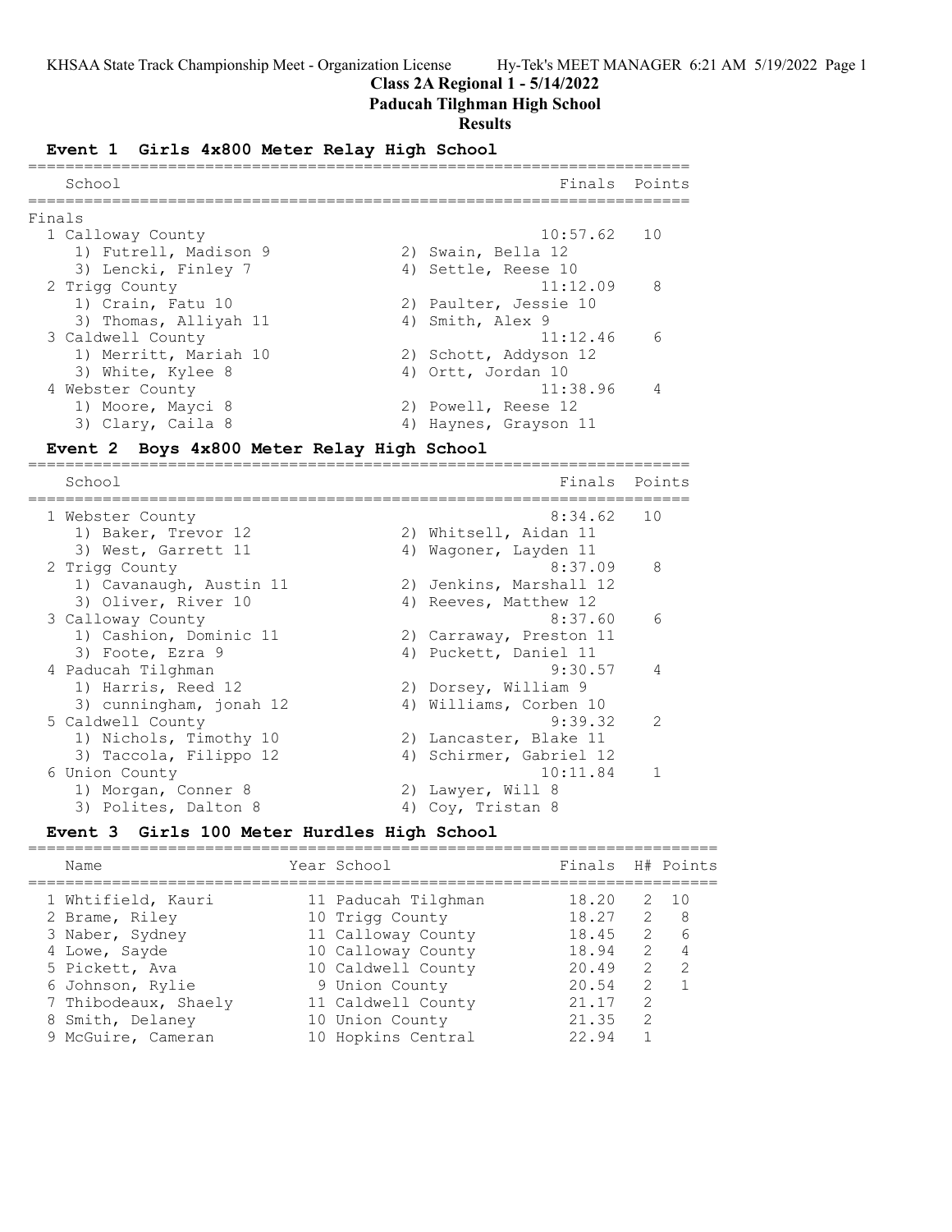# Class 2A Regional 1 - 5/14/2022

## Paducah Tilghman High School

## Results

### Event 1 Girls 4x800 Meter Relay High School

| School | Finals | Points |
|---|---|---|
| **Finals** | | |
| 1 Calloway County | 10:57.62 | 10 |
| 1) Futrell, Madison 9; 2) Swain, Bella 12; 3) Lencki, Finley 7; 4) Settle, Reese 10 | | |
| 2 Trigg County | 11:12.09 | 8 |
| 1) Crain, Fatu 10; 2) Paulter, Jessie 10; 3) Thomas, Alliyah 11; 4) Smith, Alex 9 | | |
| 3 Caldwell County | 11:12.46 | 6 |
| 1) Merritt, Mariah 10; 2) Schott, Addyson 12; 3) White, Kylee 8; 4) Ortt, Jordan 10 | | |
| 4 Webster County | 11:38.96 | 4 |
| 1) Moore, Mayci 8; 2) Powell, Reese 12; 3) Clary, Caila 8; 4) Haynes, Grayson 11 | | |

### Event 2 Boys 4x800 Meter Relay High School

| School | Finals | Points |
|---|---|---|
| 1 Webster County | 8:34.62 | 10 |
| 1) Baker, Trevor 12; 2) Whitsell, Aidan 11; 3) West, Garrett 11; 4) Wagoner, Layden 11 | | |
| 2 Trigg County | 8:37.09 | 8 |
| 1) Cavanaugh, Austin 11; 2) Jenkins, Marshall 12; 3) Oliver, River 10; 4) Reeves, Matthew 12 | | |
| 3 Calloway County | 8:37.60 | 6 |
| 1) Cashion, Dominic 11; 2) Carraway, Preston 11; 3) Foote, Ezra 9; 4) Puckett, Daniel 11 | | |
| 4 Paducah Tilghman | 9:30.57 | 4 |
| 1) Harris, Reed 12; 2) Dorsey, William 9; 3) cunningham, jonah 12; 4) Williams, Corben 10 | | |
| 5 Caldwell County | 9:39.32 | 2 |
| 1) Nichols, Timothy 10; 2) Lancaster, Blake 11; 3) Taccola, Filippo 12; 4) Schirmer, Gabriel 12 | | |
| 6 Union County | 10:11.84 | 1 |
| 1) Morgan, Conner 8; 2) Lawyer, Will 8; 3) Polites, Dalton 8; 4) Coy, Tristan 8 | | |

### Event 3 Girls 100 Meter Hurdles High School

| Name | Year | School | Finals | H# | Points |
|---|---|---|---|---|---|
| 1 Whtifield, Kauri | 11 | Paducah Tilghman | 18.20 | 2 | 10 |
| 2 Brame, Riley | 10 | Trigg County | 18.27 | 2 | 8 |
| 3 Naber, Sydney | 11 | Calloway County | 18.45 | 2 | 6 |
| 4 Lowe, Sayde | 10 | Calloway County | 18.94 | 2 | 4 |
| 5 Pickett, Ava | 10 | Caldwell County | 20.49 | 2 | 2 |
| 6 Johnson, Rylie | 9 | Union County | 20.54 | 2 | 1 |
| 7 Thibodeaux, Shaely | 11 | Caldwell County | 21.17 | 2 | |
| 8 Smith, Delaney | 10 | Union County | 21.35 | 2 | |
| 9 McGuire, Cameran | 10 | Hopkins Central | 22.94 | 1 | |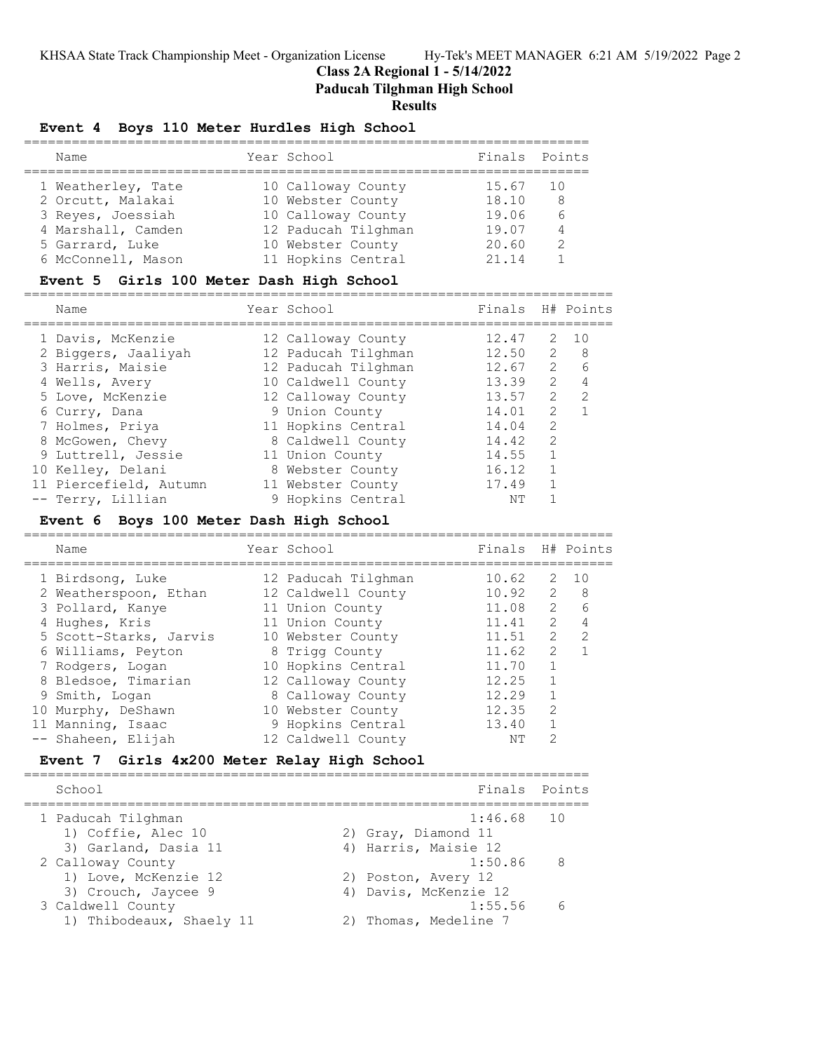# Class 2A Regional 1 - 5/14/2022
## Paducah Tilghman High School
### Results

#### Event 4 Boys 110 Meter Hurdles High School

| Name | Year | School | Finals | Points |
|---|---|---|---|---|
| 1 Weatherley, Tate | 10 | Calloway County | 15.67 | 10 |
| 2 Orcutt, Malakai | 10 | Webster County | 18.10 | 8 |
| 3 Reyes, Joessiah | 10 | Calloway County | 19.06 | 6 |
| 4 Marshall, Camden | 12 | Paducah Tilghman | 19.07 | 4 |
| 5 Garrard, Luke | 10 | Webster County | 20.60 | 2 |
| 6 McConnell, Mason | 11 | Hopkins Central | 21.14 | 1 |

#### Event 5 Girls 100 Meter Dash High School

| Name | Year | School | Finals | H# | Points |
|---|---|---|---|---|---|
| 1 Davis, McKenzie | 12 | Calloway County | 12.47 | 2 | 10 |
| 2 Biggers, Jaaliyah | 12 | Paducah Tilghman | 12.50 | 2 | 8 |
| 3 Harris, Maisie | 12 | Paducah Tilghman | 12.67 | 2 | 6 |
| 4 Wells, Avery | 10 | Caldwell County | 13.39 | 2 | 4 |
| 5 Love, McKenzie | 12 | Calloway County | 13.57 | 2 | 2 |
| 6 Curry, Dana | 9 | Union County | 14.01 | 2 | 1 |
| 7 Holmes, Priya | 11 | Hopkins Central | 14.04 | 2 | |
| 8 McGowen, Chevy | 8 | Caldwell County | 14.42 | 2 | |
| 9 Luttrell, Jessie | 11 | Union County | 14.55 | 1 | |
| 10 Kelley, Delani | 8 | Webster County | 16.12 | 1 | |
| 11 Piercefield, Autumn | 11 | Webster County | 17.49 | 1 | |
| -- Terry, Lillian | 9 | Hopkins Central | NT | 1 | |

#### Event 6 Boys 100 Meter Dash High School

| Name | Year | School | Finals | H# | Points |
|---|---|---|---|---|---|
| 1 Birdsong, Luke | 12 | Paducah Tilghman | 10.62 | 2 | 10 |
| 2 Weatherspoon, Ethan | 12 | Caldwell County | 10.92 | 2 | 8 |
| 3 Pollard, Kanye | 11 | Union County | 11.08 | 2 | 6 |
| 4 Hughes, Kris | 11 | Union County | 11.41 | 2 | 4 |
| 5 Scott-Starks, Jarvis | 10 | Webster County | 11.51 | 2 | 2 |
| 6 Williams, Peyton | 8 | Trigg County | 11.62 | 2 | 1 |
| 7 Rodgers, Logan | 10 | Hopkins Central | 11.70 | 1 | |
| 8 Bledsoe, Timarian | 12 | Calloway County | 12.25 | 1 | |
| 9 Smith, Logan | 8 | Calloway County | 12.29 | 1 | |
| 10 Murphy, DeShawn | 10 | Webster County | 12.35 | 2 | |
| 11 Manning, Isaac | 9 | Hopkins Central | 13.40 | 1 | |
| -- Shaheen, Elijah | 12 | Caldwell County | NT | 2 | |

#### Event 7 Girls 4x200 Meter Relay High School

| School | Finals | Points |
|---|---|---|
| 1 Paducah Tilghman | 1:46.68 | 10 |
| 1) Coffie, Alec 10; 2) Gray, Diamond 11; 3) Garland, Dasia 11; 4) Harris, Maisie 12 | | |
| 2 Calloway County | 1:50.86 | 8 |
| 1) Love, McKenzie 12; 2) Poston, Avery 12; 3) Crouch, Jaycee 9; 4) Davis, McKenzie 12 | | |
| 3 Caldwell County | 1:55.56 | 6 |
| 1) Thibodeaux, Shaely 11; 2) Thomas, Medeline 7 | | |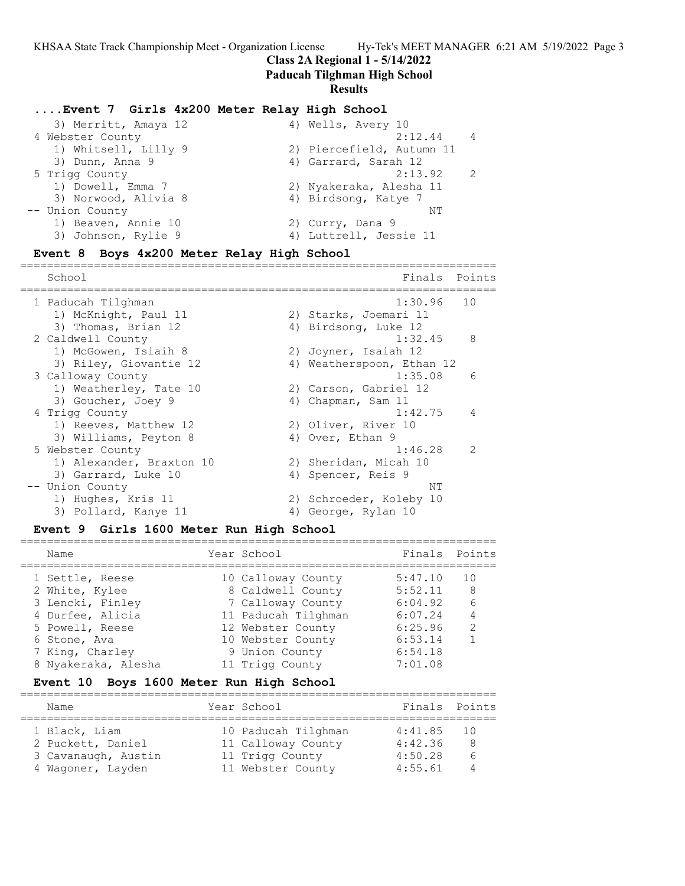## Class 2A Regional 1 - 5/14/2022

## Paducah Tilghman High School

## Results

### ....Event 7 Girls 4x200 Meter Relay High School

| School | Finals | Points |
|---|---|---|
| 3) Merritt, Amaya 12 — 4) Wells, Avery 10 | | |
| 4 Webster County | 2:12.44 | 4 |
| 1) Whitsell, Lilly 9 — 2) Piercefield, Autumn 11 — 3) Dunn, Anna 9 — 4) Garrard, Sarah 12 | | |
| 5 Trigg County | 2:13.92 | 2 |
| 1) Dowell, Emma 7 — 2) Nyakeraka, Alesha 11 — 3) Norwood, Alivia 8 — 4) Birdsong, Katye 7 | | |
| -- Union County | NT | |
| 1) Beaven, Annie 10 — 2) Curry, Dana 9 — 3) Johnson, Rylie 9 — 4) Luttrell, Jessie 11 | | |

### Event 8 Boys 4x200 Meter Relay High School

| School | Finals | Points |
|---|---|---|
| 1 Paducah Tilghman | 1:30.96 | 10 |
| 1) McKnight, Paul 11 — 2) Starks, Joemari 11 — 3) Thomas, Brian 12 — 4) Birdsong, Luke 12 | | |
| 2 Caldwell County | 1:32.45 | 8 |
| 1) McGowen, Isiaih 8 — 2) Joyner, Isaiah 12 — 3) Riley, Giovantie 12 — 4) Weatherspoon, Ethan 12 | | |
| 3 Calloway County | 1:35.08 | 6 |
| 1) Weatherley, Tate 10 — 2) Carson, Gabriel 12 — 3) Goucher, Joey 9 — 4) Chapman, Sam 11 | | |
| 4 Trigg County | 1:42.75 | 4 |
| 1) Reeves, Matthew 12 — 2) Oliver, River 10 — 3) Williams, Peyton 8 — 4) Over, Ethan 9 | | |
| 5 Webster County | 1:46.28 | 2 |
| 1) Alexander, Braxton 10 — 2) Sheridan, Micah 10 — 3) Garrard, Luke 10 — 4) Spencer, Reis 9 | | |
| -- Union County | NT | |
| 1) Hughes, Kris 11 — 2) Schroeder, Koleby 10 — 3) Pollard, Kanye 11 — 4) George, Rylan 10 | | |

### Event 9 Girls 1600 Meter Run High School

| Name | Year | School | Finals | Points |
|---|---|---|---|---|
| 1 Settle, Reese | 10 | Calloway County | 5:47.10 | 10 |
| 2 White, Kylee | 8 | Caldwell County | 5:52.11 | 8 |
| 3 Lencki, Finley | 7 | Calloway County | 6:04.92 | 6 |
| 4 Durfee, Alicia | 11 | Paducah Tilghman | 6:07.24 | 4 |
| 5 Powell, Reese | 12 | Webster County | 6:25.96 | 2 |
| 6 Stone, Ava | 10 | Webster County | 6:53.14 | 1 |
| 7 King, Charley | 9 | Union County | 6:54.18 | |
| 8 Nyakeraka, Alesha | 11 | Trigg County | 7:01.08 | |

### Event 10 Boys 1600 Meter Run High School

| Name | Year | School | Finals | Points |
|---|---|---|---|---|
| 1 Black, Liam | 10 | Paducah Tilghman | 4:41.85 | 10 |
| 2 Puckett, Daniel | 11 | Calloway County | 4:42.36 | 8 |
| 3 Cavanaugh, Austin | 11 | Trigg County | 4:50.28 | 6 |
| 4 Wagoner, Layden | 11 | Webster County | 4:55.61 | 4 |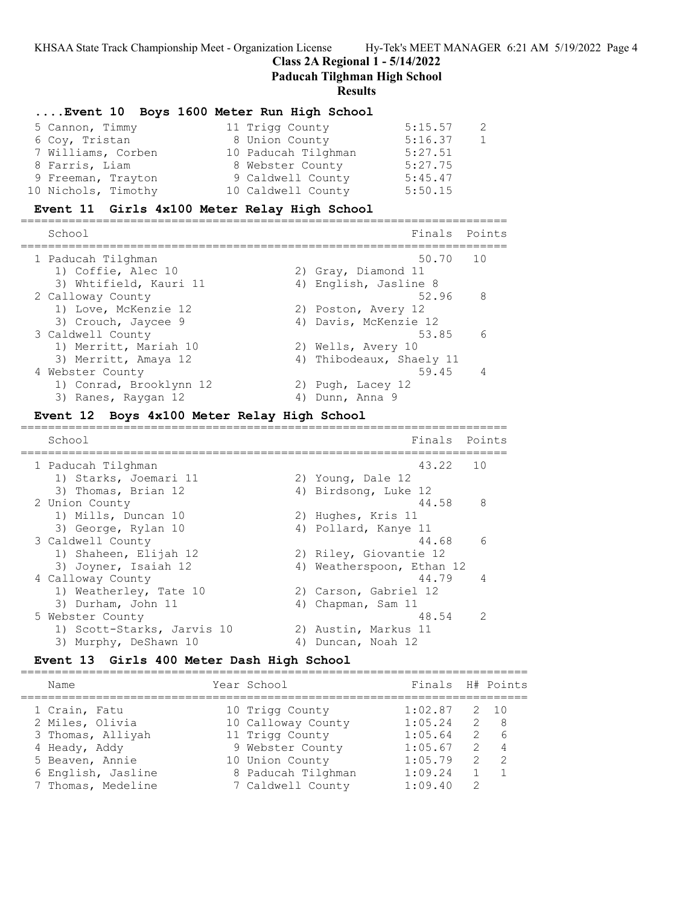# Class 2A Regional 1 - 5/14/2022

## Paducah Tilghman High School

### Results

### ....Event 10 Boys 1600 Meter Run High School

| Place | Name | Year | School | Finals | Points |
|---|---|---|---|---|---|
| 5 | Cannon, Timmy | 11 | Trigg County | 5:15.57 | 2 |
| 6 | Coy, Tristan | 8 | Union County | 5:16.37 | 1 |
| 7 | Williams, Corben | 10 | Paducah Tilghman | 5:27.51 | |
| 8 | Farris, Liam | 8 | Webster County | 5:27.75 | |
| 9 | Freeman, Trayton | 9 | Caldwell County | 5:45.47 | |
| 10 | Nichols, Timothy | 10 | Caldwell County | 5:50.15 | |

### Event 11 Girls 4x100 Meter Relay High School

| Place | School | Finals | Points |
|---|---|---|---|
| 1 | Paducah Tilghman | 50.70 | 10 |
| | 1) Coffie, Alec 10; 2) Gray, Diamond 11; 3) Whtifield, Kauri 11; 4) English, Jasline 8 | | |
| 2 | Calloway County | 52.96 | 8 |
| | 1) Love, McKenzie 12; 2) Poston, Avery 12; 3) Crouch, Jaycee 9; 4) Davis, McKenzie 12 | | |
| 3 | Caldwell County | 53.85 | 6 |
| | 1) Merritt, Mariah 10; 2) Wells, Avery 10; 3) Merritt, Amaya 12; 4) Thibodeaux, Shaely 11 | | |
| 4 | Webster County | 59.45 | 4 |
| | 1) Conrad, Brooklynn 12; 2) Pugh, Lacey 12; 3) Ranes, Raygan 12; 4) Dunn, Anna 9 | | |

### Event 12 Boys 4x100 Meter Relay High School

| Place | School | Finals | Points |
|---|---|---|---|
| 1 | Paducah Tilghman | 43.22 | 10 |
| | 1) Starks, Joemari 11; 2) Young, Dale 12; 3) Thomas, Brian 12; 4) Birdsong, Luke 12 | | |
| 2 | Union County | 44.58 | 8 |
| | 1) Mills, Duncan 10; 2) Hughes, Kris 11; 3) George, Rylan 10; 4) Pollard, Kanye 11 | | |
| 3 | Caldwell County | 44.68 | 6 |
| | 1) Shaheen, Elijah 12; 2) Riley, Giovantie 12; 3) Joyner, Isaiah 12; 4) Weatherspoon, Ethan 12 | | |
| 4 | Calloway County | 44.79 | 4 |
| | 1) Weatherley, Tate 10; 2) Carson, Gabriel 12; 3) Durham, John 11; 4) Chapman, Sam 11 | | |
| 5 | Webster County | 48.54 | 2 |
| | 1) Scott-Starks, Jarvis 10; 2) Austin, Markus 11; 3) Murphy, DeShawn 10; 4) Duncan, Noah 12 | | |

### Event 13 Girls 400 Meter Dash High School

| Place | Name | Year | School | Finals | H# | Points |
|---|---|---|---|---|---|---|
| 1 | Crain, Fatu | 10 | Trigg County | 1:02.87 | 2 | 10 |
| 2 | Miles, Olivia | 10 | Calloway County | 1:05.24 | 2 | 8 |
| 3 | Thomas, Alliyah | 11 | Trigg County | 1:05.64 | 2 | 6 |
| 4 | Heady, Addy | 9 | Webster County | 1:05.67 | 2 | 4 |
| 5 | Beaven, Annie | 10 | Union County | 1:05.79 | 2 | 2 |
| 6 | English, Jasline | 8 | Paducah Tilghman | 1:09.24 | 1 | 1 |
| 7 | Thomas, Medeline | 7 | Caldwell County | 1:09.40 | 2 | |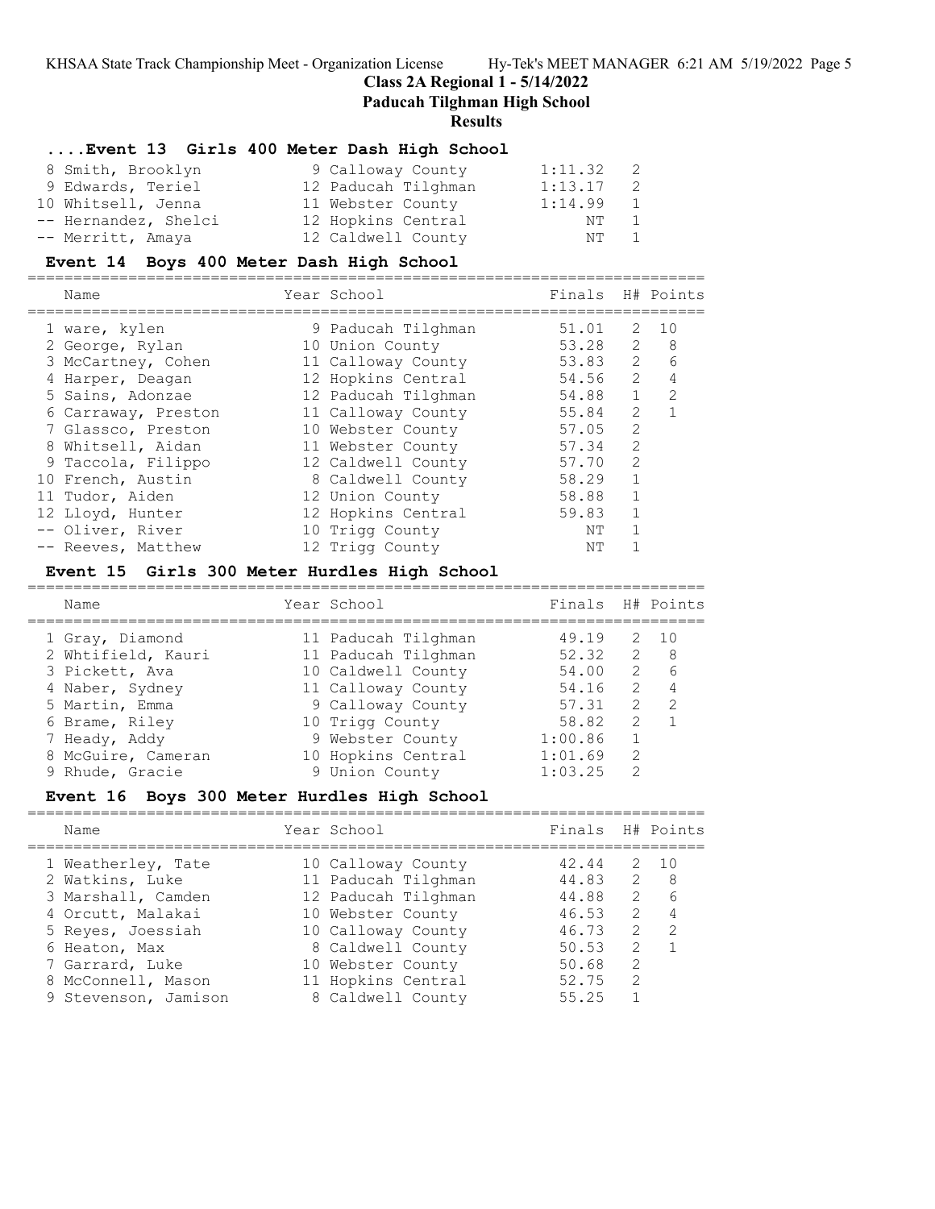# Class 2A Regional 1 - 5/14/2022

## Paducah Tilghman High School

### Results

### ....Event 13 Girls 400 Meter Dash High School

| Place | Name | Year | School | Finals | H# | Points |
|---|---|---|---|---|---|---|
| 8 | Smith, Brooklyn | 9 | Calloway County | 1:11.32 | 2 | |
| 9 | Edwards, Teriel | 12 | Paducah Tilghman | 1:13.17 | 2 | |
| 10 | Whitsell, Jenna | 11 | Webster County | 1:14.99 | 1 | |
| -- | Hernandez, Shelci | 12 | Hopkins Central | NT | 1 | |
| -- | Merritt, Amaya | 12 | Caldwell County | NT | 1 | |

### Event 14 Boys 400 Meter Dash High School

| Place | Name | Year | School | Finals | H# | Points |
|---|---|---|---|---|---|---|
| 1 | ware, kylen | 9 | Paducah Tilghman | 51.01 | 2 | 10 |
| 2 | George, Rylan | 10 | Union County | 53.28 | 2 | 8 |
| 3 | McCartney, Cohen | 11 | Calloway County | 53.83 | 2 | 6 |
| 4 | Harper, Deagan | 12 | Hopkins Central | 54.56 | 2 | 4 |
| 5 | Sains, Adonzae | 12 | Paducah Tilghman | 54.88 | 1 | 2 |
| 6 | Carraway, Preston | 11 | Calloway County | 55.84 | 2 | 1 |
| 7 | Glassco, Preston | 10 | Webster County | 57.05 | 2 | |
| 8 | Whitsell, Aidan | 11 | Webster County | 57.34 | 2 | |
| 9 | Taccola, Filippo | 12 | Caldwell County | 57.70 | 2 | |
| 10 | French, Austin | 8 | Caldwell County | 58.29 | 1 | |
| 11 | Tudor, Aiden | 12 | Union County | 58.88 | 1 | |
| 12 | Lloyd, Hunter | 12 | Hopkins Central | 59.83 | 1 | |
| -- | Oliver, River | 10 | Trigg County | NT | 1 | |
| -- | Reeves, Matthew | 12 | Trigg County | NT | 1 | |

### Event 15 Girls 300 Meter Hurdles High School

| Place | Name | Year | School | Finals | H# | Points |
|---|---|---|---|---|---|---|
| 1 | Gray, Diamond | 11 | Paducah Tilghman | 49.19 | 2 | 10 |
| 2 | Whtifield, Kauri | 11 | Paducah Tilghman | 52.32 | 2 | 8 |
| 3 | Pickett, Ava | 10 | Caldwell County | 54.00 | 2 | 6 |
| 4 | Naber, Sydney | 11 | Calloway County | 54.16 | 2 | 4 |
| 5 | Martin, Emma | 9 | Calloway County | 57.31 | 2 | 2 |
| 6 | Brame, Riley | 10 | Trigg County | 58.82 | 2 | 1 |
| 7 | Heady, Addy | 9 | Webster County | 1:00.86 | 1 | |
| 8 | McGuire, Cameran | 10 | Hopkins Central | 1:01.69 | 2 | |
| 9 | Rhude, Gracie | 9 | Union County | 1:03.25 | 2 | |

### Event 16 Boys 300 Meter Hurdles High School

| Place | Name | Year | School | Finals | H# | Points |
|---|---|---|---|---|---|---|
| 1 | Weatherley, Tate | 10 | Calloway County | 42.44 | 2 | 10 |
| 2 | Watkins, Luke | 11 | Paducah Tilghman | 44.83 | 2 | 8 |
| 3 | Marshall, Camden | 12 | Paducah Tilghman | 44.88 | 2 | 6 |
| 4 | Orcutt, Malakai | 10 | Webster County | 46.53 | 2 | 4 |
| 5 | Reyes, Joessiah | 10 | Calloway County | 46.73 | 2 | 2 |
| 6 | Heaton, Max | 8 | Caldwell County | 50.53 | 2 | 1 |
| 7 | Garrard, Luke | 10 | Webster County | 50.68 | 2 | |
| 8 | McConnell, Mason | 11 | Hopkins Central | 52.75 | 2 | |
| 9 | Stevenson, Jamison | 8 | Caldwell County | 55.25 | 1 | |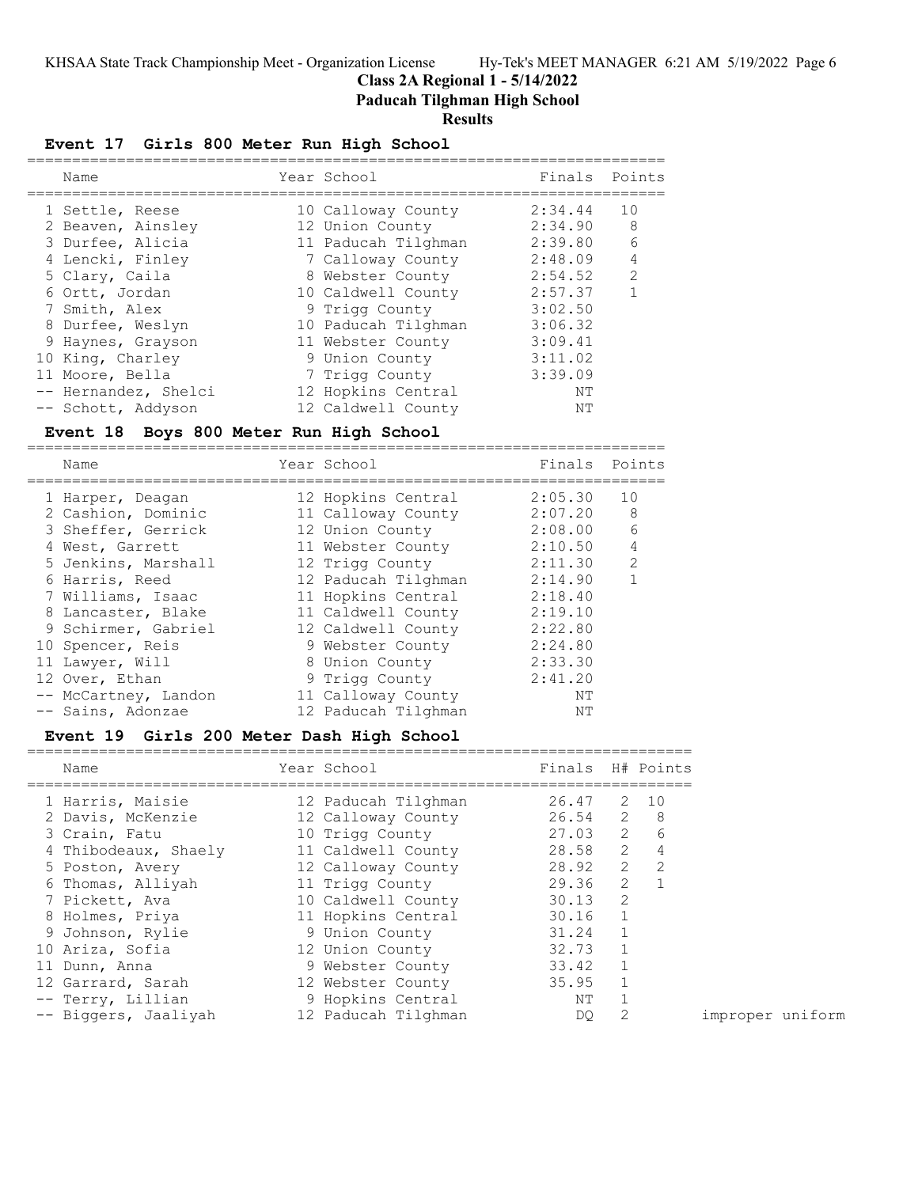## Class 2A Regional 1 - 5/14/2022
## Paducah Tilghman High School
## Results

### Event 17 Girls 800 Meter Run High School

| | Name | Year | School | Finals | Points |
|---|---|---|---|---|---|
| 1 | Settle, Reese | 10 | Calloway County | 2:34.44 | 10 |
| 2 | Beaven, Ainsley | 12 | Union County | 2:34.90 | 8 |
| 3 | Durfee, Alicia | 11 | Paducah Tilghman | 2:39.80 | 6 |
| 4 | Lencki, Finley | 7 | Calloway County | 2:48.09 | 4 |
| 5 | Clary, Caila | 8 | Webster County | 2:54.52 | 2 |
| 6 | Ortt, Jordan | 10 | Caldwell County | 2:57.37 | 1 |
| 7 | Smith, Alex | 9 | Trigg County | 3:02.50 | |
| 8 | Durfee, Weslyn | 10 | Paducah Tilghman | 3:06.32 | |
| 9 | Haynes, Grayson | 11 | Webster County | 3:09.41 | |
| 10 | King, Charley | 9 | Union County | 3:11.02 | |
| 11 | Moore, Bella | 7 | Trigg County | 3:39.09 | |
| -- | Hernandez, Shelci | 12 | Hopkins Central | NT | |
| -- | Schott, Addyson | 12 | Caldwell County | NT | |

### Event 18 Boys 800 Meter Run High School

| | Name | Year | School | Finals | Points |
|---|---|---|---|---|---|
| 1 | Harper, Deagan | 12 | Hopkins Central | 2:05.30 | 10 |
| 2 | Cashion, Dominic | 11 | Calloway County | 2:07.20 | 8 |
| 3 | Sheffer, Gerrick | 12 | Union County | 2:08.00 | 6 |
| 4 | West, Garrett | 11 | Webster County | 2:10.50 | 4 |
| 5 | Jenkins, Marshall | 12 | Trigg County | 2:11.30 | 2 |
| 6 | Harris, Reed | 12 | Paducah Tilghman | 2:14.90 | 1 |
| 7 | Williams, Isaac | 11 | Hopkins Central | 2:18.40 | |
| 8 | Lancaster, Blake | 11 | Caldwell County | 2:19.10 | |
| 9 | Schirmer, Gabriel | 12 | Caldwell County | 2:22.80 | |
| 10 | Spencer, Reis | 9 | Webster County | 2:24.80 | |
| 11 | Lawyer, Will | 8 | Union County | 2:33.30 | |
| 12 | Over, Ethan | 9 | Trigg County | 2:41.20 | |
| -- | McCartney, Landon | 11 | Calloway County | NT | |
| -- | Sains, Adonzae | 12 | Paducah Tilghman | NT | |

### Event 19 Girls 200 Meter Dash High School

| | Name | Year | School | Finals | H# | Points | |
|---|---|---|---|---|---|---|---|
| 1 | Harris, Maisie | 12 | Paducah Tilghman | 26.47 | 2 | 10 | |
| 2 | Davis, McKenzie | 12 | Calloway County | 26.54 | 2 | 8 | |
| 3 | Crain, Fatu | 10 | Trigg County | 27.03 | 2 | 6 | |
| 4 | Thibodeaux, Shaely | 11 | Caldwell County | 28.58 | 2 | 4 | |
| 5 | Poston, Avery | 12 | Calloway County | 28.92 | 2 | 2 | |
| 6 | Thomas, Alliyah | 11 | Trigg County | 29.36 | 2 | 1 | |
| 7 | Pickett, Ava | 10 | Caldwell County | 30.13 | 2 | | |
| 8 | Holmes, Priya | 11 | Hopkins Central | 30.16 | 1 | | |
| 9 | Johnson, Rylie | 9 | Union County | 31.24 | 1 | | |
| 10 | Ariza, Sofia | 12 | Union County | 32.73 | 1 | | |
| 11 | Dunn, Anna | 9 | Webster County | 33.42 | 1 | | |
| 12 | Garrard, Sarah | 12 | Webster County | 35.95 | 1 | | |
| -- | Terry, Lillian | 9 | Hopkins Central | NT | 1 | | |
| -- | Biggers, Jaaliyah | 12 | Paducah Tilghman | DQ | 2 | | improper uniform |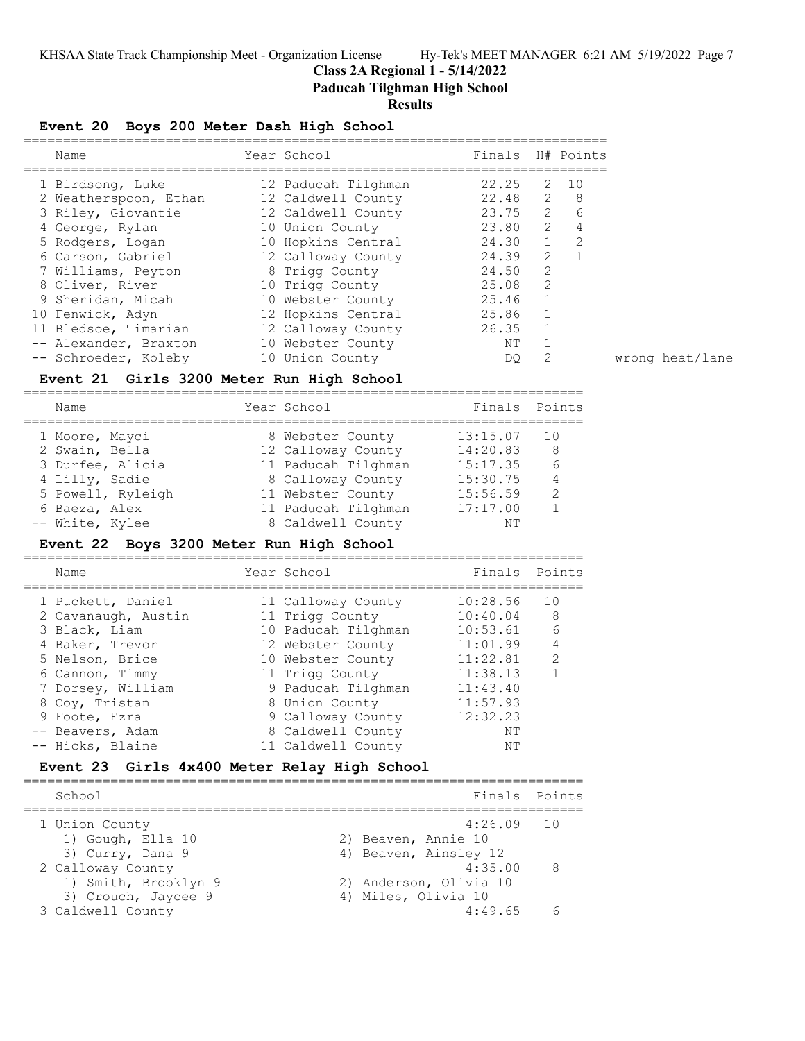## Class 2A Regional 1 - 5/14/2022

## Paducah Tilghman High School

## Results

### Event 20 Boys 200 Meter Dash High School

| Name | Year | School | Finals | H# | Points | |
|---|---|---|---|---|---|---|
| 1 Birdsong, Luke | 12 | Paducah Tilghman | 22.25 | 2 | 10 | |
| 2 Weatherspoon, Ethan | 12 | Caldwell County | 22.48 | 2 | 8 | |
| 3 Riley, Giovantie | 12 | Caldwell County | 23.75 | 2 | 6 | |
| 4 George, Rylan | 10 | Union County | 23.80 | 2 | 4 | |
| 5 Rodgers, Logan | 10 | Hopkins Central | 24.30 | 1 | 2 | |
| 6 Carson, Gabriel | 12 | Calloway County | 24.39 | 2 | 1 | |
| 7 Williams, Peyton | 8 | Trigg County | 24.50 | 2 | | |
| 8 Oliver, River | 10 | Trigg County | 25.08 | 2 | | |
| 9 Sheridan, Micah | 10 | Webster County | 25.46 | 1 | | |
| 10 Fenwick, Adyn | 12 | Hopkins Central | 25.86 | 1 | | |
| 11 Bledsoe, Timarian | 12 | Calloway County | 26.35 | 1 | | |
| -- Alexander, Braxton | 10 | Webster County | NT | 1 | | |
| -- Schroeder, Koleby | 10 | Union County | DQ | 2 | | wrong heat/lane |

### Event 21 Girls 3200 Meter Run High School

| Name | Year | School | Finals | Points |
|---|---|---|---|---|
| 1 Moore, Mayci | 8 | Webster County | 13:15.07 | 10 |
| 2 Swain, Bella | 12 | Calloway County | 14:20.83 | 8 |
| 3 Durfee, Alicia | 11 | Paducah Tilghman | 15:17.35 | 6 |
| 4 Lilly, Sadie | 8 | Calloway County | 15:30.75 | 4 |
| 5 Powell, Ryleigh | 11 | Webster County | 15:56.59 | 2 |
| 6 Baeza, Alex | 11 | Paducah Tilghman | 17:17.00 | 1 |
| -- White, Kylee | 8 | Caldwell County | NT | |

### Event 22 Boys 3200 Meter Run High School

| Name | Year | School | Finals | Points |
|---|---|---|---|---|
| 1 Puckett, Daniel | 11 | Calloway County | 10:28.56 | 10 |
| 2 Cavanaugh, Austin | 11 | Trigg County | 10:40.04 | 8 |
| 3 Black, Liam | 10 | Paducah Tilghman | 10:53.61 | 6 |
| 4 Baker, Trevor | 12 | Webster County | 11:01.99 | 4 |
| 5 Nelson, Brice | 10 | Webster County | 11:22.81 | 2 |
| 6 Cannon, Timmy | 11 | Trigg County | 11:38.13 | 1 |
| 7 Dorsey, William | 9 | Paducah Tilghman | 11:43.40 | |
| 8 Coy, Tristan | 8 | Union County | 11:57.93 | |
| 9 Foote, Ezra | 9 | Calloway County | 12:32.23 | |
| -- Beavers, Adam | 8 | Caldwell County | NT | |
| -- Hicks, Blaine | 11 | Caldwell County | NT | |

### Event 23 Girls 4x400 Meter Relay High School

| School | Finals | Points |
|---|---|---|
| 1 Union County | 4:26.09 | 10 |
| 1) Gough, Ella 10; 2) Beaven, Annie 10; 3) Curry, Dana 9; 4) Beaven, Ainsley 12 | | |
| 2 Calloway County | 4:35.00 | 8 |
| 1) Smith, Brooklyn 9; 2) Anderson, Olivia 10; 3) Crouch, Jaycee 9; 4) Miles, Olivia 10 | | |
| 3 Caldwell County | 4:49.65 | 6 |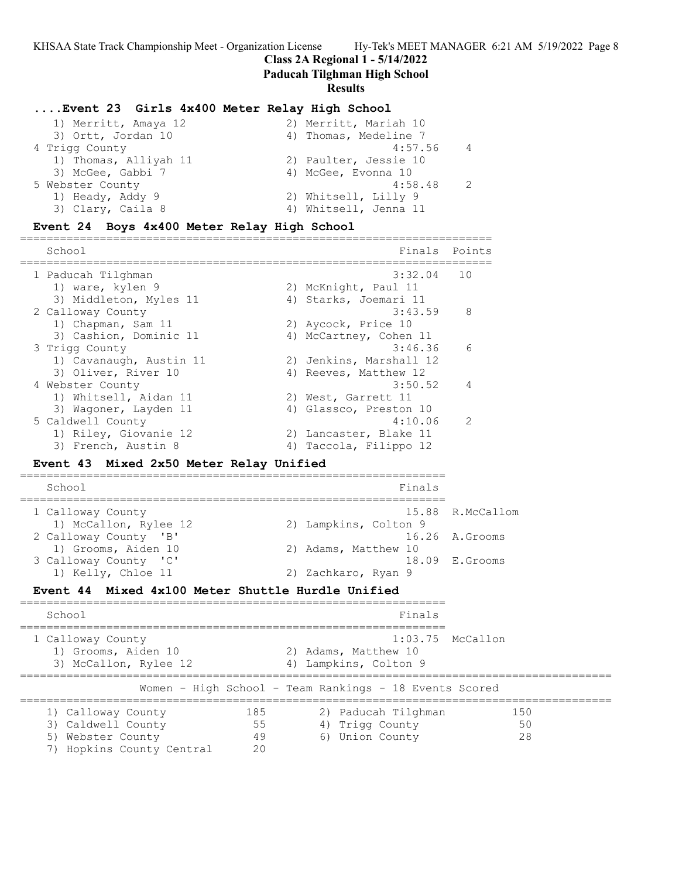## ....Event 23 Girls 4x400 Meter Relay High School

| School | Finals | Points |
|---|---|---|
| 1) Merritt, Amaya 12; 2) Merritt, Mariah 10; 3) Ortt, Jordan 10; 4) Thomas, Medeline 7 | | |
| 4 Trigg County | 4:57.56 | 4 |
| 1) Thomas, Alliyah 11; 2) Paulter, Jessie 10; 3) McGee, Gabbi 7; 4) McGee, Evonna 10 | | |
| 5 Webster County | 4:58.48 | 2 |
| 1) Heady, Addy 9; 2) Whitsell, Lilly 9; 3) Clary, Caila 8; 4) Whitsell, Jenna 11 | | |

## Event 24 Boys 4x400 Meter Relay High School

| School | Finals | Points |
|---|---|---|
| 1 Paducah Tilghman | 3:32.04 | 10 |
| 1) ware, kylen 9; 2) McKnight, Paul 11; 3) Middleton, Myles 11; 4) Starks, Joemari 11 | | |
| 2 Calloway County | 3:43.59 | 8 |
| 1) Chapman, Sam 11; 2) Aycock, Price 10; 3) Cashion, Dominic 11; 4) McCartney, Cohen 11 | | |
| 3 Trigg County | 3:46.36 | 6 |
| 1) Cavanaugh, Austin 11; 2) Jenkins, Marshall 12; 3) Oliver, River 10; 4) Reeves, Matthew 12 | | |
| 4 Webster County | 3:50.52 | 4 |
| 1) Whitsell, Aidan 11; 2) West, Garrett 11; 3) Wagoner, Layden 11; 4) Glassco, Preston 10 | | |
| 5 Caldwell County | 4:10.06 | 2 |
| 1) Riley, Giovanie 12; 2) Lancaster, Blake 11; 3) French, Austin 8; 4) Taccola, Filippo 12 | | |

## Event 43 Mixed 2x50 Meter Relay Unified

| School | Finals | |
|---|---|---|
| 1 Calloway County | 15.88 | R.McCallom |
| 1) McCallon, Rylee 12; 2) Lampkins, Colton 9 | | |
| 2 Calloway County 'B' | 16.26 | A.Grooms |
| 1) Grooms, Aiden 10; 2) Adams, Matthew 10 | | |
| 3 Calloway County 'C' | 18.09 | E.Grooms |
| 1) Kelly, Chloe 11; 2) Zachkaro, Ryan 9 | | |

## Event 44 Mixed 4x100 Meter Shuttle Hurdle Unified

| School | Finals | |
|---|---|---|
| 1 Calloway County | 1:03.75 | McCallon |
| 1) Grooms, Aiden 10; 2) Adams, Matthew 10; 3) McCallon, Rylee 12; 4) Lampkins, Colton 9 | | |

## Women - High School - Team Rankings - 18 Events Scored

| Rank | Team | Points | Rank | Team | Points |
|---|---|---|---|---|---|
| 1) | Calloway County | 185 | 2) | Paducah Tilghman | 150 |
| 3) | Caldwell County | 55 | 4) | Trigg County | 50 |
| 5) | Webster County | 49 | 6) | Union County | 28 |
| 7) | Hopkins County Central | 20 | | | |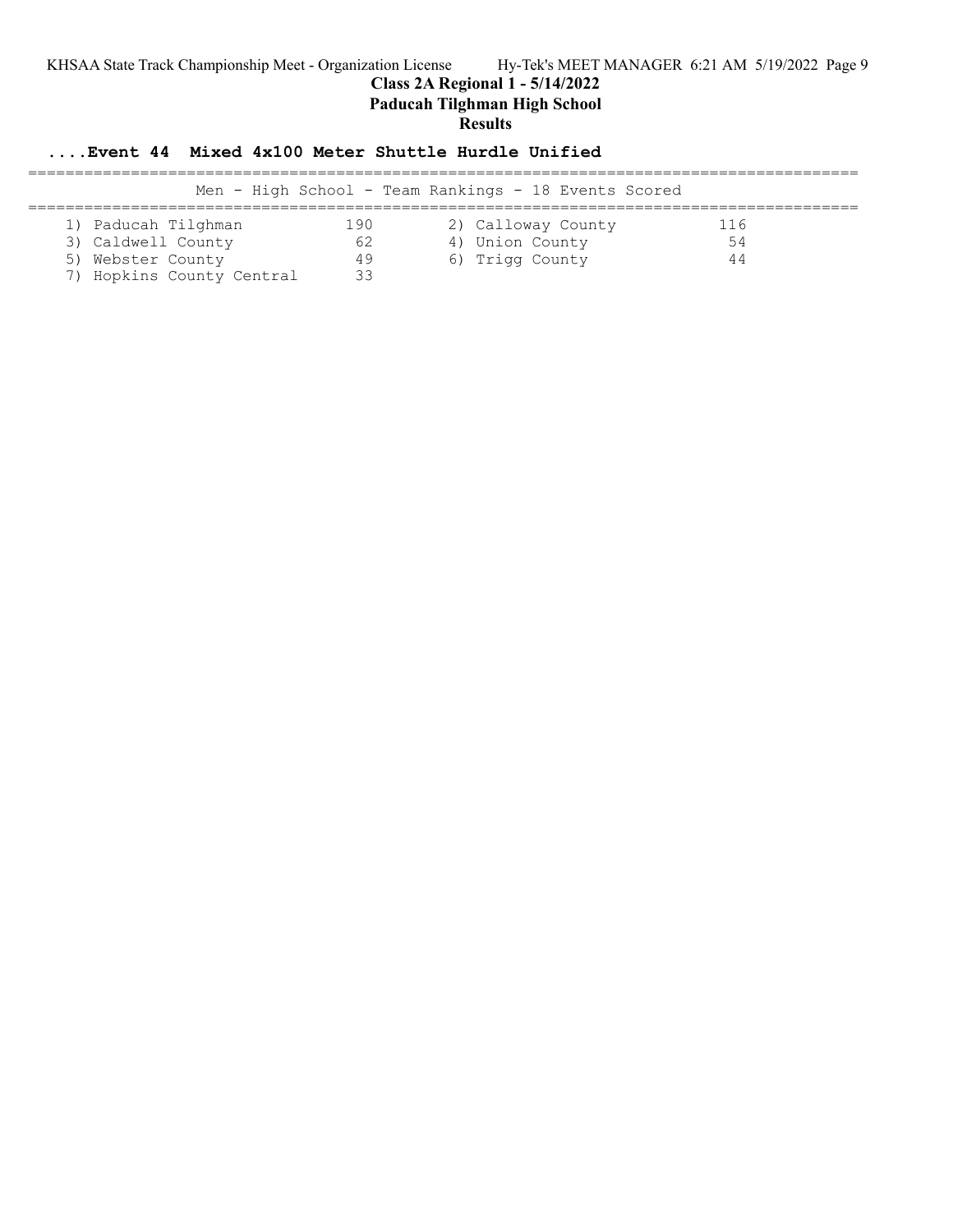## ....Event 44 Mixed 4x100 Meter Shuttle Hurdle Unified

Men - High School - Team Rankings - 18 Events Scored

| | | | |
|---|---|---|---|
| 1) Paducah Tilghman | 190 | 2) Calloway County | 116 |
| 3) Caldwell County | 62 | 4) Union County | 54 |
| 5) Webster County | 49 | 6) Trigg County | 44 |
| 7) Hopkins County Central | 33 | | |